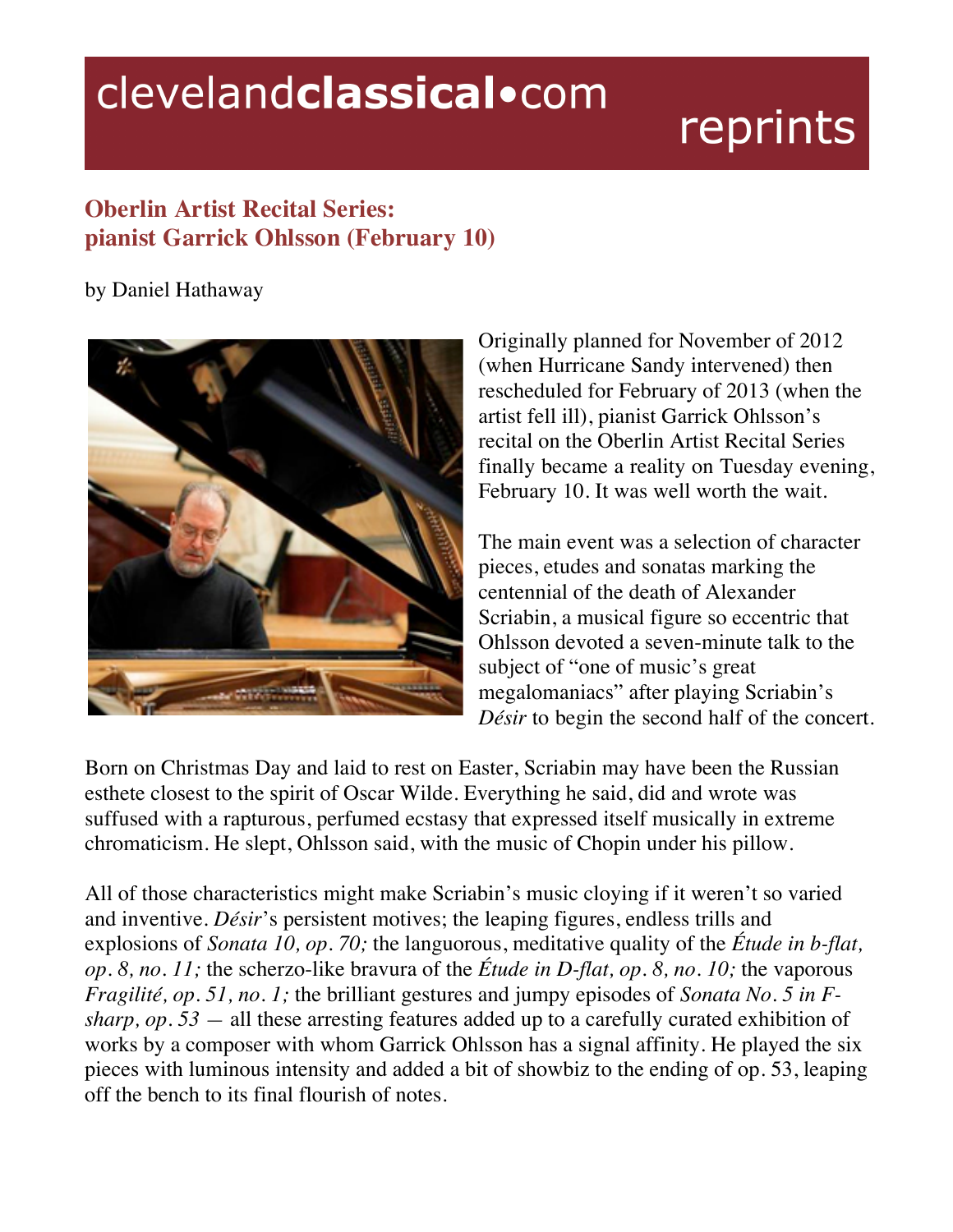clevelandclassical•com reprints

## Oberlin Artist Recital Series: pianist Garrick Ohlsson (February 10)

by Daniel Hathaway

Originally planned for November of 2012 (when Hurricane Sandy intervened) then rescheduled for February of 2013 (when the artist fell ill), pianist Garrick Ohlsson's recital on the Oberlin Artist Recital Series finally became a reality on Tuesday evening, February 10. It was well worth the wait.

The main event was a selection of character pieces, etudes and sonatas marking the centennial of the death of Alexander Scriabin, a musical figure so eccentric that Ohlsson devoted a seven-minute talk to the subject of "one of music's great megalomaniacs" after playing Scriabin's *Désir* to begin the second half of the concert.

Born on Christmas Day and laid to rest on Easter, Scriabin may have been the Russian esthete closest to the spirit of Oscar Wilde. Everything he said, did and wrote was suffused with a rapturous, perfumed ecstasy that expressed itself musically in extreme chromaticism. He slept, Ohlsson said, with the music of Chopin under his pillow.

All of those characteristics might make Scriabin's music cloying if it weren't so varied and inventive. *Désir*'s persistent motives; the leaping figures, endless trills and explosions of *Sonata 10, op. 70;* the languorous, meditative quality of the *Étude in b-flat, op. 8, no. 11;* the scherzo-like bravura of the *Étude in D-flat, op. 8, no. 10;* the vaporous *Fragilité, op. 51, no. 1;* the brilliant gestures and jumpy episodes of *Sonata No. 5 in F-sharp, op. 53* — all these arresting features added up to a carefully curated exhibition of works by a composer with whom Garrick Ohlsson has a signal affinity. He played the six pieces with luminous intensity and added a bit of showbiz to the ending of op. 53, leaping off the bench to its final flourish of notes.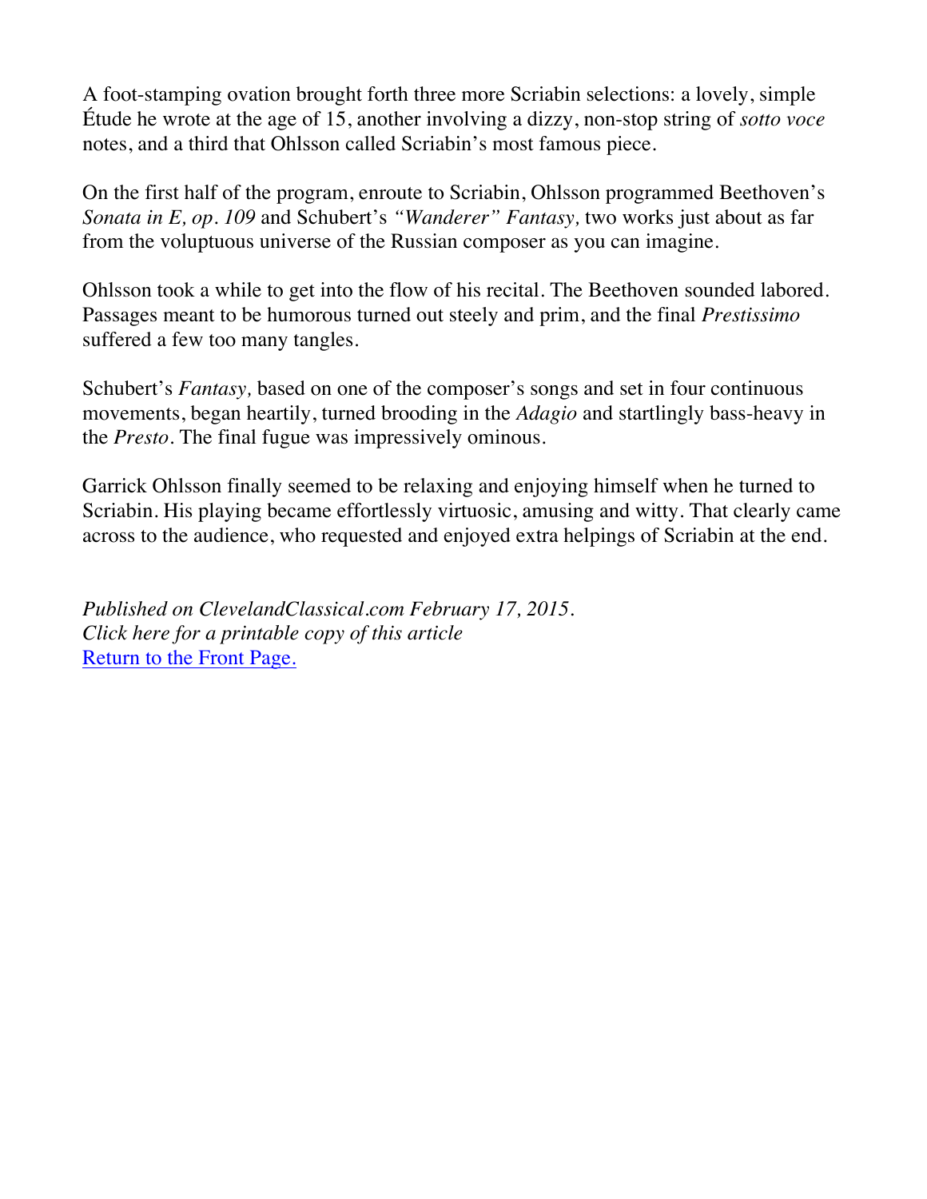A foot-stamping ovation brought forth three more Scriabin selections: a lovely, simple Étude he wrote at the age of 15, another involving a dizzy, non-stop string of *sotto voce* notes, and a third that Ohlsson called Scriabin's most famous piece.

On the first half of the program, enroute to Scriabin, Ohlsson programmed Beethoven's *Sonata in E, op. 109* and Schubert's *"Wanderer" Fantasy,* two works just about as far from the voluptuous universe of the Russian composer as you can imagine.

Ohlsson took a while to get into the flow of his recital. The Beethoven sounded labored. Passages meant to be humorous turned out steely and prim, and the final *Prestissimo* suffered a few too many tangles.

Schubert's *Fantasy,* based on one of the composer's songs and set in four continuous movements, began heartily, turned brooding in the *Adagio* and startlingly bass-heavy in the *Presto*. The final fugue was impressively ominous.

Garrick Ohlsson finally seemed to be relaxing and enjoying himself when he turned to Scriabin. His playing became effortlessly virtuosic, amusing and witty. That clearly came across to the audience, who requested and enjoyed extra helpings of Scriabin at the end.

*Published on ClevelandClassical.com February 17, 2015.*
*Click here for a printable copy of this article*
Return to the Front Page.